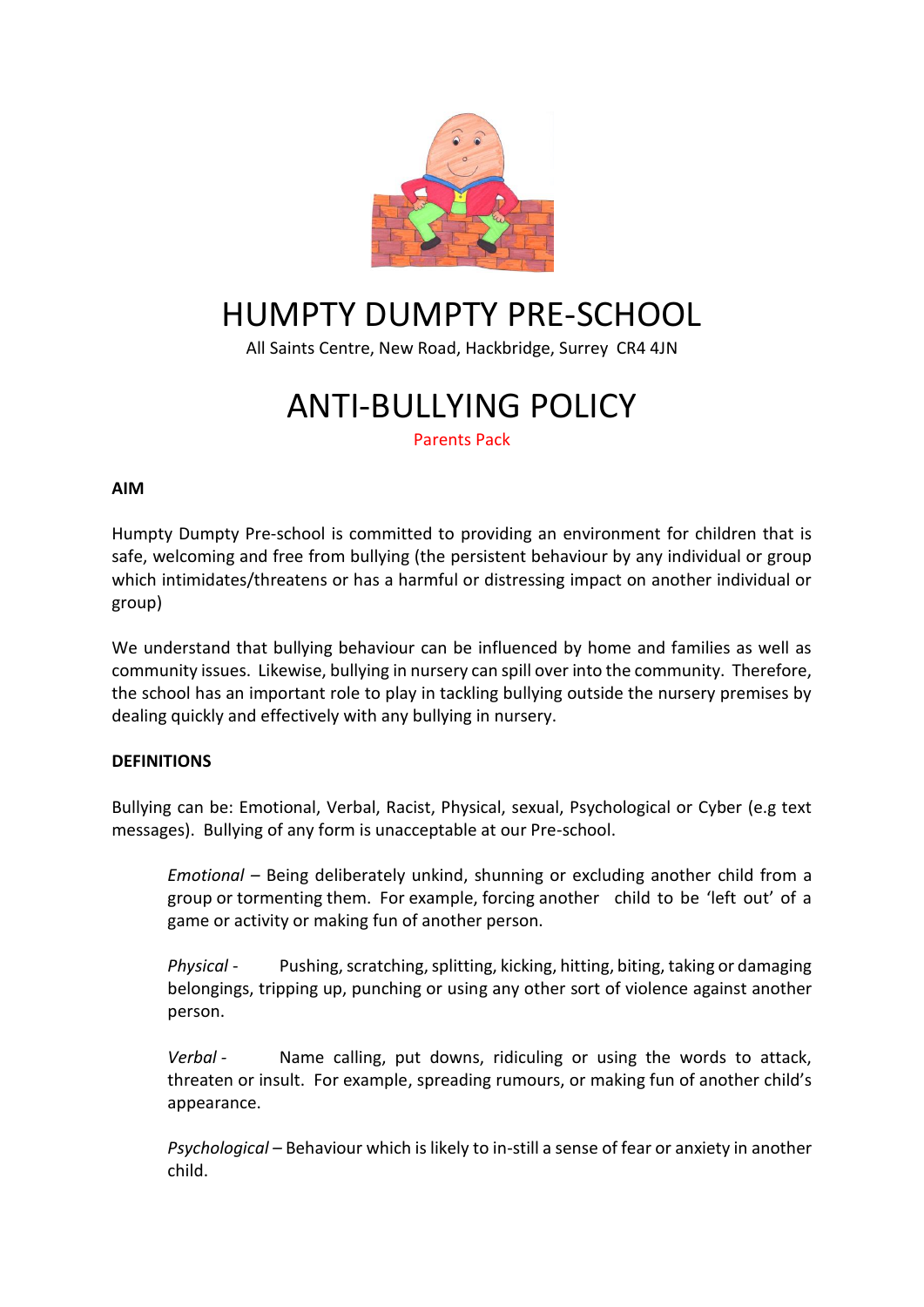# HUMPTY DUMPTY PRE-SCHOOL

All Saints Centre, New Road, Hackbridge, Surrey CR4 4JN

# ANTI-BULLYING POLICY

Parents Pack

**AIM**

Humpty Dumpty Pre-school is committed to providing an environment for children that is safe, welcoming and free from bullying (the persistent behaviour by any individual or group which intimidates/threatens or has a harmful or distressing impact on another individual or group)

We understand that bullying behaviour can be influenced by home and families as well as community issues. Likewise, bullying in nursery can spill over into the community. Therefore, the school has an important role to play in tackling bullying outside the nursery premises by dealing quickly and effectively with any bullying in nursery.

**DEFINITIONS**

Bullying can be: Emotional, Verbal, Racist, Physical, sexual, Psychological or Cyber (e.g text messages). Bullying of any form is unacceptable at our Pre-school.

> *Emotional* – Being deliberately unkind, shunning or excluding another child from a group or tormenting them. For example, forcing another child to be 'left out' of a game or activity or making fun of another person.
>
> *Physical* - Pushing, scratching, splitting, kicking, hitting, biting, taking or damaging belongings, tripping up, punching or using any other sort of violence against another person.
>
> *Verbal* - Name calling, put downs, ridiculing or using the words to attack, threaten or insult. For example, spreading rumours, or making fun of another child's appearance.
>
> *Psychological* – Behaviour which is likely to in-still a sense of fear or anxiety in another child.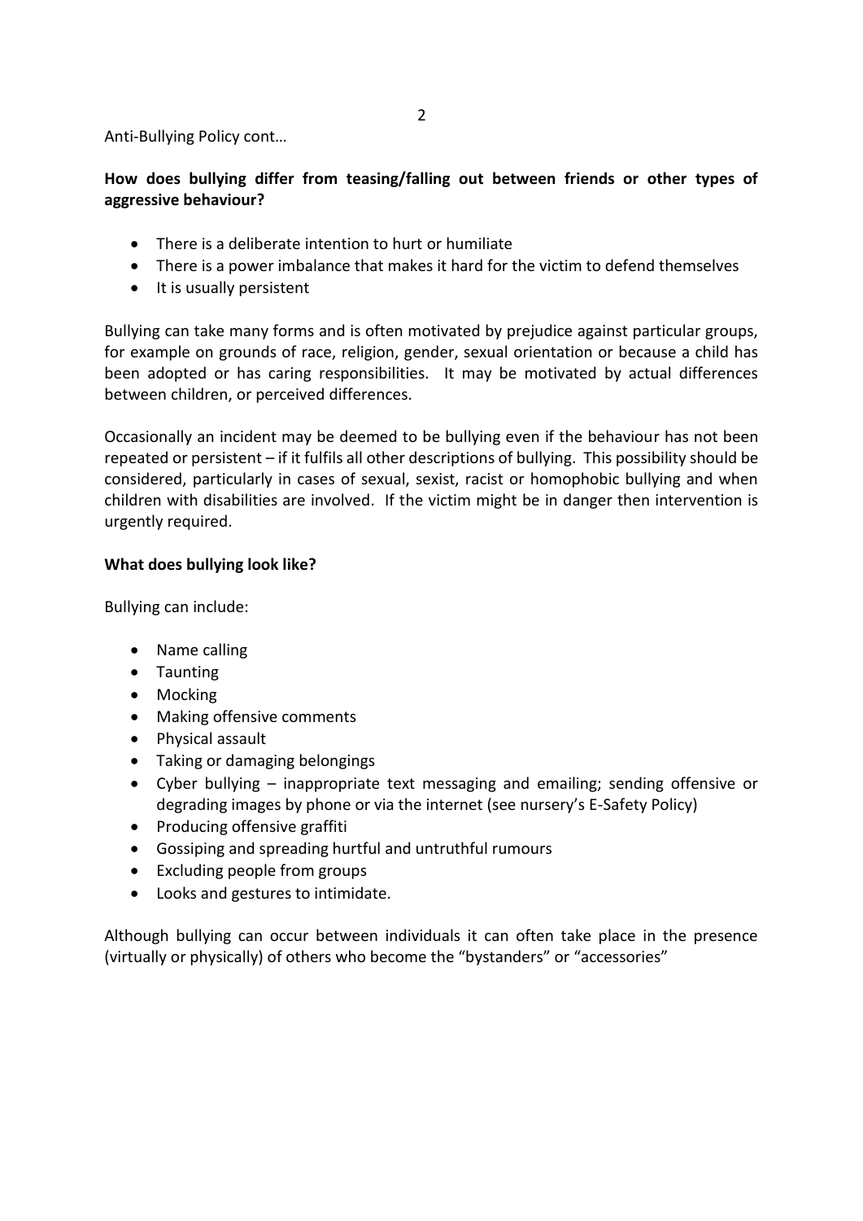Anti-Bullying Policy cont…

**How does bullying differ from teasing/falling out between friends or other types of aggressive behaviour?**

- There is a deliberate intention to hurt or humiliate
- There is a power imbalance that makes it hard for the victim to defend themselves
- It is usually persistent

Bullying can take many forms and is often motivated by prejudice against particular groups, for example on grounds of race, religion, gender, sexual orientation or because a child has been adopted or has caring responsibilities. It may be motivated by actual differences between children, or perceived differences.

Occasionally an incident may be deemed to be bullying even if the behaviour has not been repeated or persistent – if it fulfils all other descriptions of bullying. This possibility should be considered, particularly in cases of sexual, sexist, racist or homophobic bullying and when children with disabilities are involved. If the victim might be in danger then intervention is urgently required.

**What does bullying look like?**

Bullying can include:

- Name calling
- Taunting
- Mocking
- Making offensive comments
- Physical assault
- Taking or damaging belongings
- Cyber bullying – inappropriate text messaging and emailing; sending offensive or degrading images by phone or via the internet (see nursery's E-Safety Policy)
- Producing offensive graffiti
- Gossiping and spreading hurtful and untruthful rumours
- Excluding people from groups
- Looks and gestures to intimidate.

Although bullying can occur between individuals it can often take place in the presence (virtually or physically) of others who become the "bystanders" or "accessories"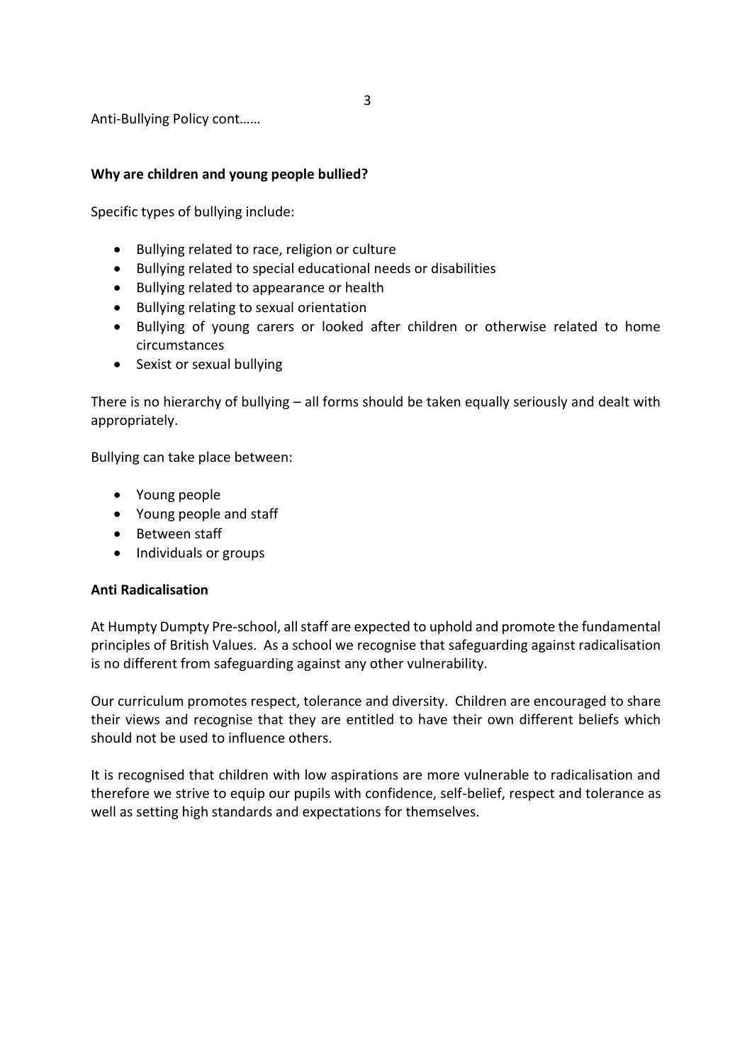Anti-Bullying Policy cont……

**Why are children and young people bullied?**

Specific types of bullying include:

- Bullying related to race, religion or culture
- Bullying related to special educational needs or disabilities
- Bullying related to appearance or health
- Bullying relating to sexual orientation
- Bullying of young carers or looked after children or otherwise related to home circumstances
- Sexist or sexual bullying

There is no hierarchy of bullying – all forms should be taken equally seriously and dealt with appropriately.

Bullying can take place between:

- Young people
- Young people and staff
- Between staff
- Individuals or groups

**Anti Radicalisation**

At Humpty Dumpty Pre-school, all staff are expected to uphold and promote the fundamental principles of British Values. As a school we recognise that safeguarding against radicalisation is no different from safeguarding against any other vulnerability.

Our curriculum promotes respect, tolerance and diversity. Children are encouraged to share their views and recognise that they are entitled to have their own different beliefs which should not be used to influence others.

It is recognised that children with low aspirations are more vulnerable to radicalisation and therefore we strive to equip our pupils with confidence, self-belief, respect and tolerance as well as setting high standards and expectations for themselves.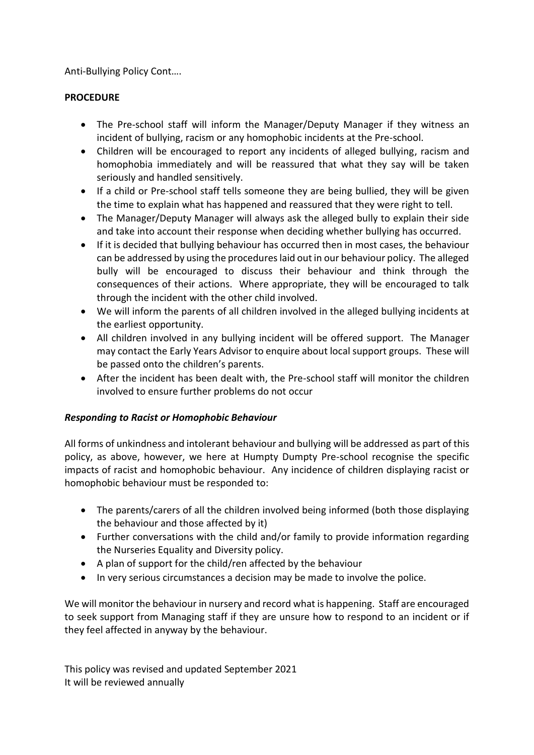Anti-Bullying Policy Cont….

**PROCEDURE**

- The Pre-school staff will inform the Manager/Deputy Manager if they witness an incident of bullying, racism or any homophobic incidents at the Pre-school.
- Children will be encouraged to report any incidents of alleged bullying, racism and homophobia immediately and will be reassured that what they say will be taken seriously and handled sensitively.
- If a child or Pre-school staff tells someone they are being bullied, they will be given the time to explain what has happened and reassured that they were right to tell.
- The Manager/Deputy Manager will always ask the alleged bully to explain their side and take into account their response when deciding whether bullying has occurred.
- If it is decided that bullying behaviour has occurred then in most cases, the behaviour can be addressed by using the procedures laid out in our behaviour policy. The alleged bully will be encouraged to discuss their behaviour and think through the consequences of their actions. Where appropriate, they will be encouraged to talk through the incident with the other child involved.
- We will inform the parents of all children involved in the alleged bullying incidents at the earliest opportunity.
- All children involved in any bullying incident will be offered support. The Manager may contact the Early Years Advisor to enquire about local support groups. These will be passed onto the children's parents.
- After the incident has been dealt with, the Pre-school staff will monitor the children involved to ensure further problems do not occur

***Responding to Racist or Homophobic Behaviour***

All forms of unkindness and intolerant behaviour and bullying will be addressed as part of this policy, as above, however, we here at Humpty Dumpty Pre-school recognise the specific impacts of racist and homophobic behaviour. Any incidence of children displaying racist or homophobic behaviour must be responded to:

- The parents/carers of all the children involved being informed (both those displaying the behaviour and those affected by it)
- Further conversations with the child and/or family to provide information regarding the Nurseries Equality and Diversity policy.
- A plan of support for the child/ren affected by the behaviour
- In very serious circumstances a decision may be made to involve the police.

We will monitor the behaviour in nursery and record what is happening. Staff are encouraged to seek support from Managing staff if they are unsure how to respond to an incident or if they feel affected in anyway by the behaviour.

This policy was revised and updated September 2021
It will be reviewed annually